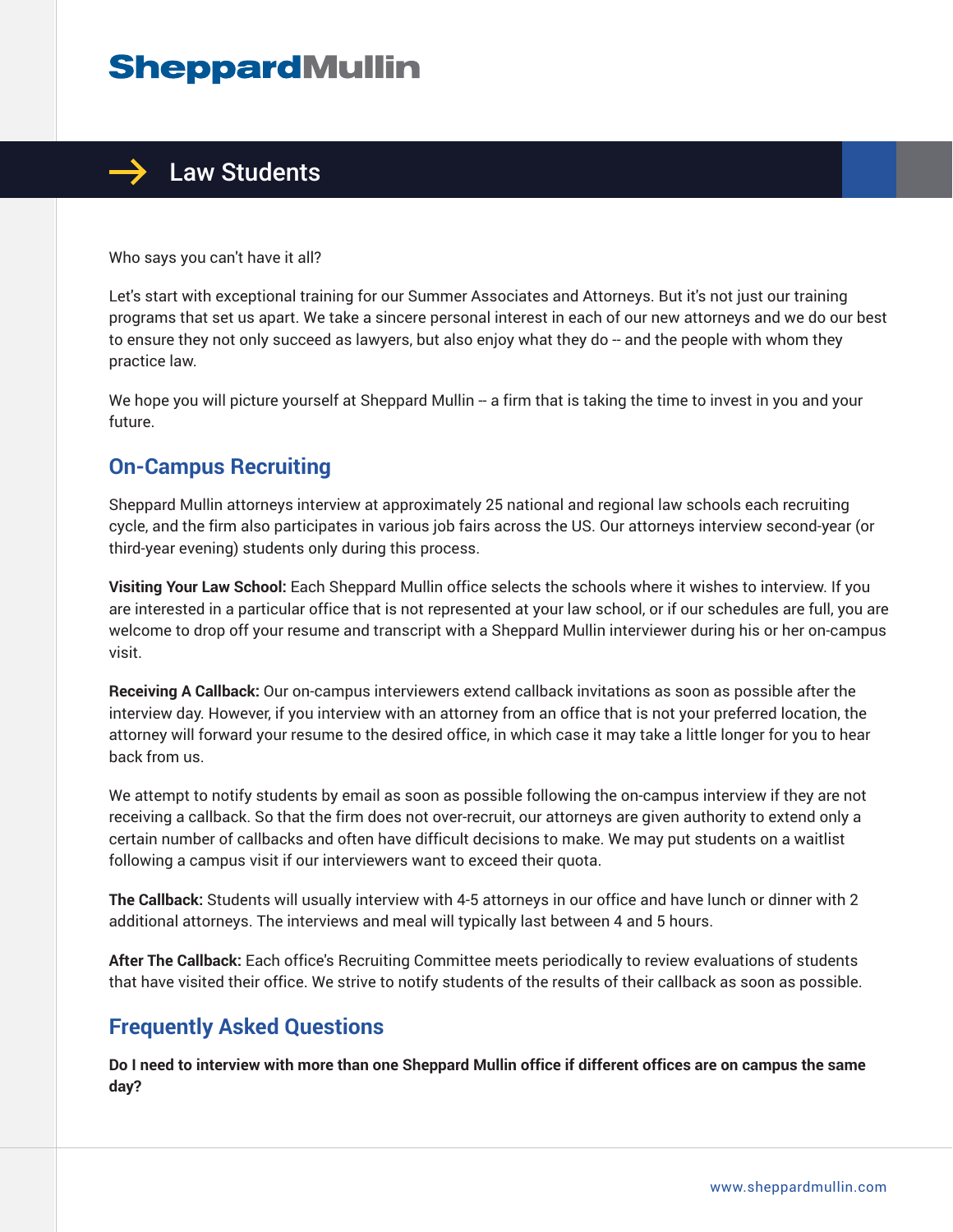# SheppardMullin

## Law Students

Who says you can't have it all?

Let's start with exceptional training for our Summer Associates and Attorneys. But it's not just our training programs that set us apart. We take a sincere personal interest in each of our new attorneys and we do our best to ensure they not only succeed as lawyers, but also enjoy what they do -- and the people with whom they practice law.

We hope you will picture yourself at Sheppard Mullin -- a firm that is taking the time to invest in you and your future.

## On-Campus Recruiting

Sheppard Mullin attorneys interview at approximately 25 national and regional law schools each recruiting cycle, and the firm also participates in various job fairs across the US. Our attorneys interview second-year (or third-year evening) students only during this process.

**Visiting Your Law School:** Each Sheppard Mullin office selects the schools where it wishes to interview. If you are interested in a particular office that is not represented at your law school, or if our schedules are full, you are welcome to drop off your resume and transcript with a Sheppard Mullin interviewer during his or her on-campus visit.

**Receiving A Callback:** Our on-campus interviewers extend callback invitations as soon as possible after the interview day. However, if you interview with an attorney from an office that is not your preferred location, the attorney will forward your resume to the desired office, in which case it may take a little longer for you to hear back from us.

We attempt to notify students by email as soon as possible following the on-campus interview if they are not receiving a callback. So that the firm does not over-recruit, our attorneys are given authority to extend only a certain number of callbacks and often have difficult decisions to make. We may put students on a waitlist following a campus visit if our interviewers want to exceed their quota.

**The Callback:** Students will usually interview with 4-5 attorneys in our office and have lunch or dinner with 2 additional attorneys. The interviews and meal will typically last between 4 and 5 hours.

**After The Callback:** Each office's Recruiting Committee meets periodically to review evaluations of students that have visited their office. We strive to notify students of the results of their callback as soon as possible.

## Frequently Asked Questions

**Do I need to interview with more than one Sheppard Mullin office if different offices are on campus the same day?**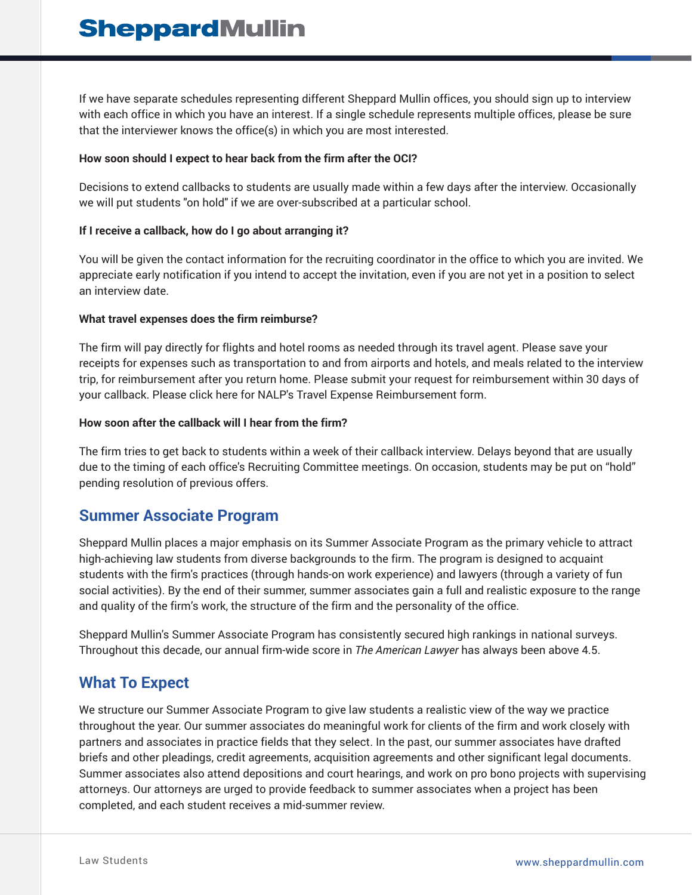If we have separate schedules representing different Sheppard Mullin offices, you should sign up to interview with each office in which you have an interest. If a single schedule represents multiple offices, please be sure that the interviewer knows the office(s) in which you are most interested.

**How soon should I expect to hear back from the firm after the OCI?**

Decisions to extend callbacks to students are usually made within a few days after the interview. Occasionally we will put students "on hold" if we are over-subscribed at a particular school.

**If I receive a callback, how do I go about arranging it?**

You will be given the contact information for the recruiting coordinator in the office to which you are invited. We appreciate early notification if you intend to accept the invitation, even if you are not yet in a position to select an interview date.

**What travel expenses does the firm reimburse?**

The firm will pay directly for flights and hotel rooms as needed through its travel agent. Please save your receipts for expenses such as transportation to and from airports and hotels, and meals related to the interview trip, for reimbursement after you return home. Please submit your request for reimbursement within 30 days of your callback. Please click here for NALP's Travel Expense Reimbursement form.

**How soon after the callback will I hear from the firm?**

The firm tries to get back to students within a week of their callback interview. Delays beyond that are usually due to the timing of each office's Recruiting Committee meetings. On occasion, students may be put on "hold" pending resolution of previous offers.

## Summer Associate Program

Sheppard Mullin places a major emphasis on its Summer Associate Program as the primary vehicle to attract high-achieving law students from diverse backgrounds to the firm. The program is designed to acquaint students with the firm's practices (through hands-on work experience) and lawyers (through a variety of fun social activities). By the end of their summer, summer associates gain a full and realistic exposure to the range and quality of the firm's work, the structure of the firm and the personality of the office.

Sheppard Mullin's Summer Associate Program has consistently secured high rankings in national surveys. Throughout this decade, our annual firm-wide score in *The American Lawyer* has always been above 4.5.

## What To Expect

We structure our Summer Associate Program to give law students a realistic view of the way we practice throughout the year. Our summer associates do meaningful work for clients of the firm and work closely with partners and associates in practice fields that they select. In the past, our summer associates have drafted briefs and other pleadings, credit agreements, acquisition agreements and other significant legal documents. Summer associates also attend depositions and court hearings, and work on pro bono projects with supervising attorneys. Our attorneys are urged to provide feedback to summer associates when a project has been completed, and each student receives a mid-summer review.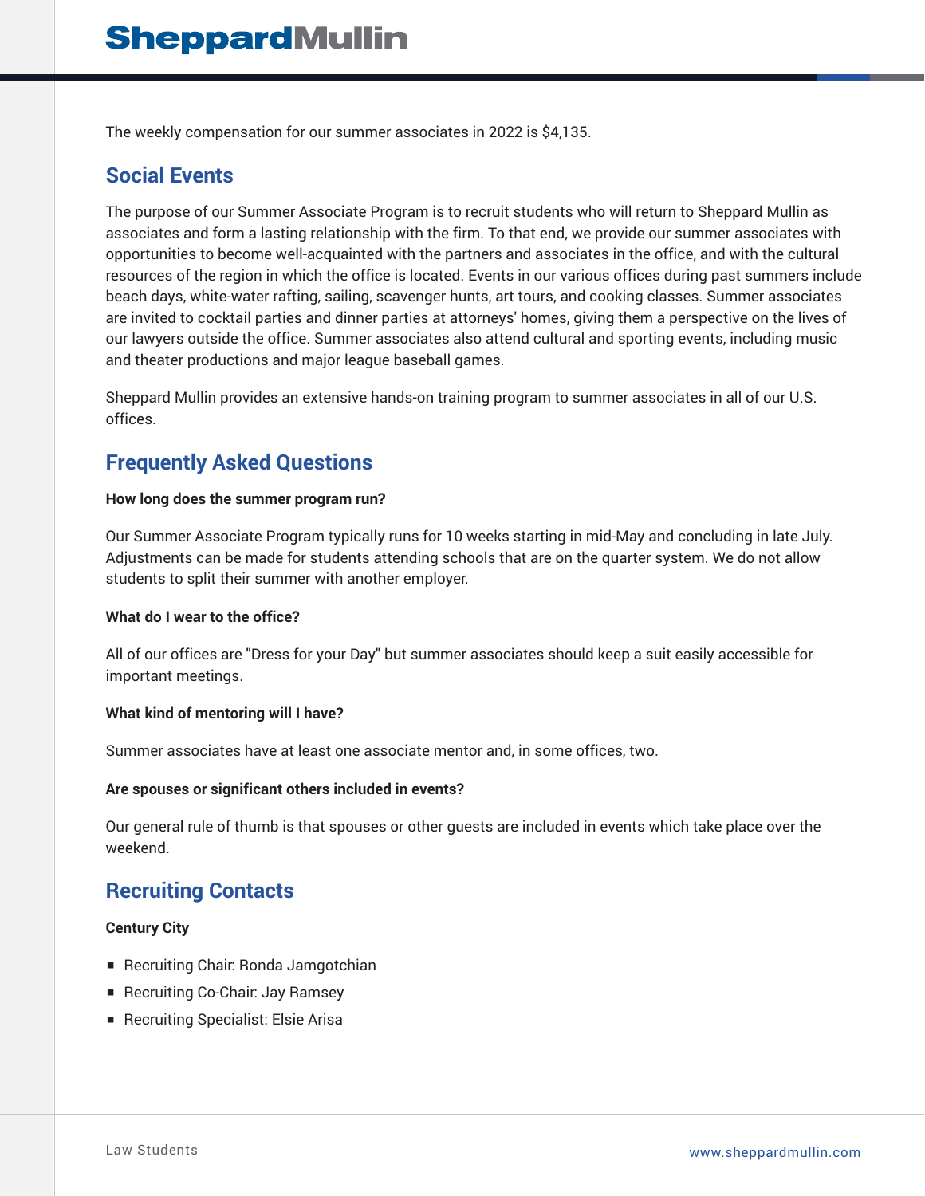The weekly compensation for our summer associates in 2022 is $4,135.

## Social Events

The purpose of our Summer Associate Program is to recruit students who will return to Sheppard Mullin as associates and form a lasting relationship with the firm. To that end, we provide our summer associates with opportunities to become well-acquainted with the partners and associates in the office, and with the cultural resources of the region in which the office is located. Events in our various offices during past summers include beach days, white-water rafting, sailing, scavenger hunts, art tours, and cooking classes. Summer associates are invited to cocktail parties and dinner parties at attorneys' homes, giving them a perspective on the lives of our lawyers outside the office. Summer associates also attend cultural and sporting events, including music and theater productions and major league baseball games.

Sheppard Mullin provides an extensive hands-on training program to summer associates in all of our U.S. offices.

## Frequently Asked Questions

**How long does the summer program run?**

Our Summer Associate Program typically runs for 10 weeks starting in mid-May and concluding in late July. Adjustments can be made for students attending schools that are on the quarter system. We do not allow students to split their summer with another employer.

**What do I wear to the office?**

All of our offices are "Dress for your Day" but summer associates should keep a suit easily accessible for important meetings.

**What kind of mentoring will I have?**

Summer associates have at least one associate mentor and, in some offices, two.

**Are spouses or significant others included in events?**

Our general rule of thumb is that spouses or other guests are included in events which take place over the weekend.

## Recruiting Contacts

**Century City**

- Recruiting Chair: Ronda Jamgotchian
- Recruiting Co-Chair: Jay Ramsey
- Recruiting Specialist: Elsie Arisa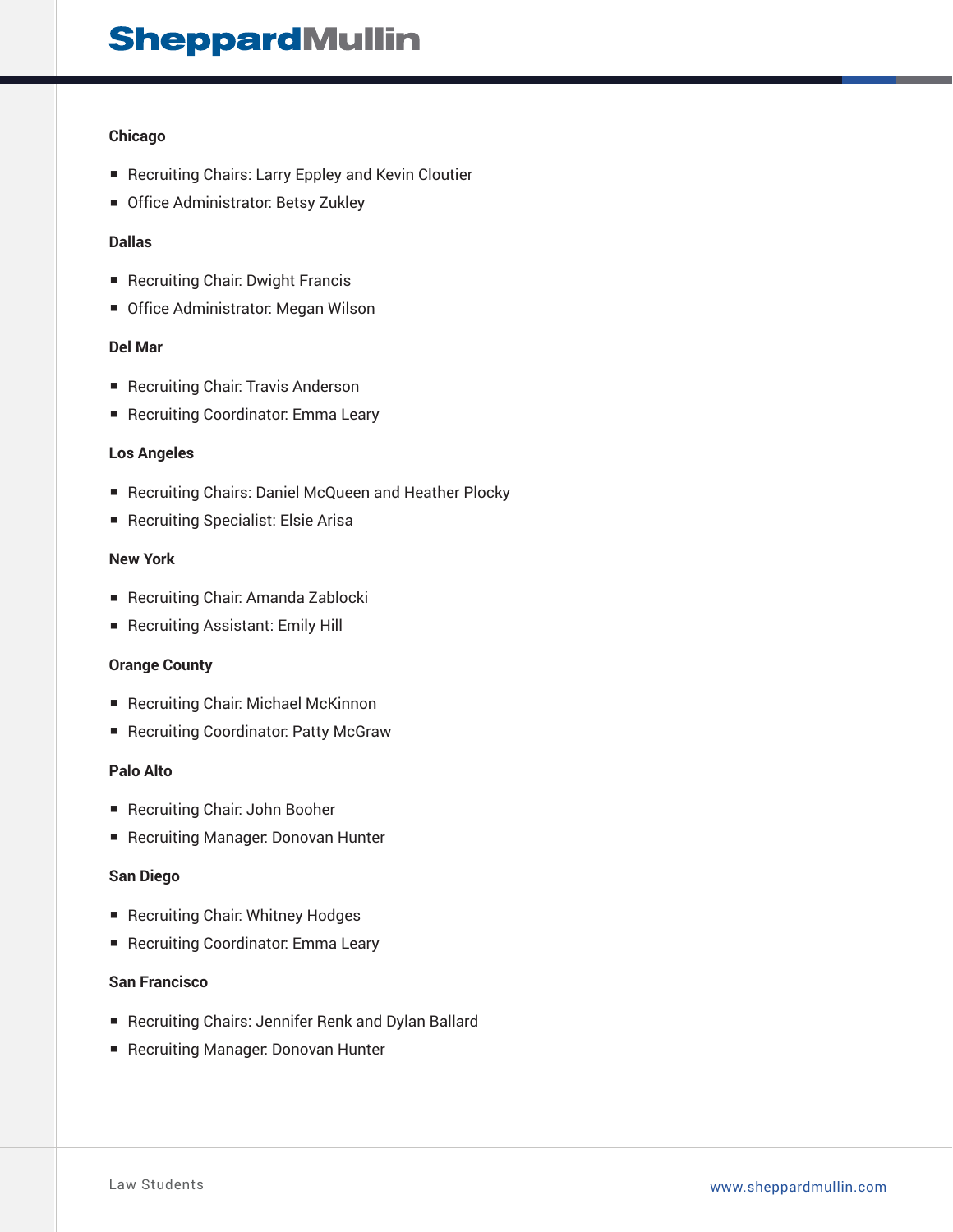**Chicago**

- Recruiting Chairs: Larry Eppley and Kevin Cloutier
- Office Administrator: Betsy Zukley

**Dallas**

- Recruiting Chair: Dwight Francis
- Office Administrator: Megan Wilson

**Del Mar**

- Recruiting Chair: Travis Anderson
- Recruiting Coordinator: Emma Leary

**Los Angeles**

- Recruiting Chairs: Daniel McQueen and Heather Plocky
- Recruiting Specialist: Elsie Arisa

**New York**

- Recruiting Chair: Amanda Zablocki
- Recruiting Assistant: Emily Hill

**Orange County**

- Recruiting Chair: Michael McKinnon
- Recruiting Coordinator: Patty McGraw

**Palo Alto**

- Recruiting Chair: John Booher
- Recruiting Manager: Donovan Hunter

**San Diego**

- Recruiting Chair: Whitney Hodges
- Recruiting Coordinator: Emma Leary

**San Francisco**

- Recruiting Chairs: Jennifer Renk and Dylan Ballard
- Recruiting Manager: Donovan Hunter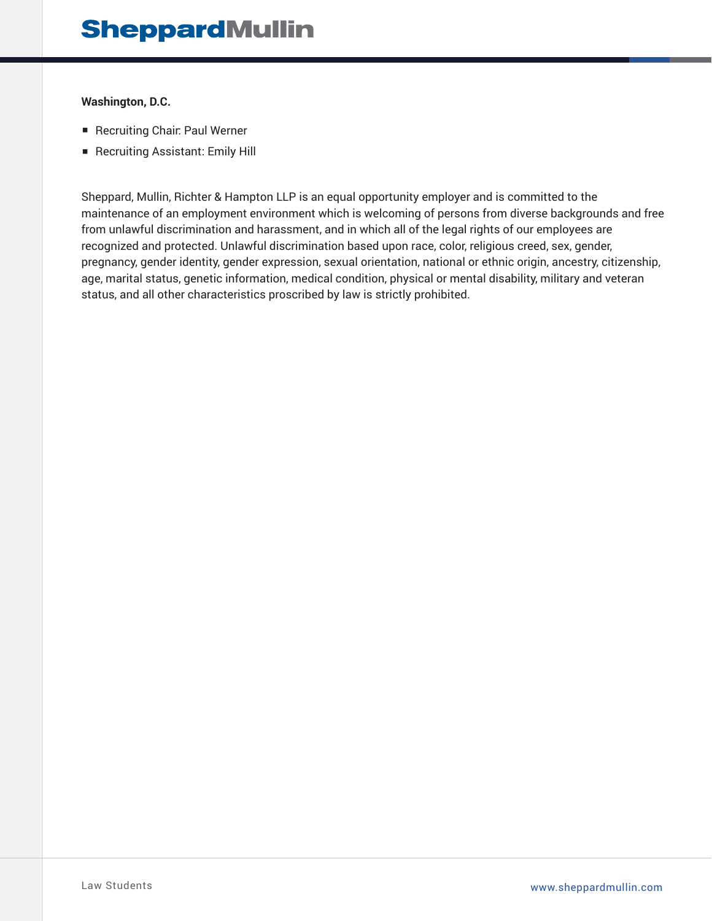**Washington, D.C.**

- Recruiting Chair: Paul Werner
- Recruiting Assistant: Emily Hill

Sheppard, Mullin, Richter & Hampton LLP is an equal opportunity employer and is committed to the maintenance of an employment environment which is welcoming of persons from diverse backgrounds and free from unlawful discrimination and harassment, and in which all of the legal rights of our employees are recognized and protected. Unlawful discrimination based upon race, color, religious creed, sex, gender, pregnancy, gender identity, gender expression, sexual orientation, national or ethnic origin, ancestry, citizenship, age, marital status, genetic information, medical condition, physical or mental disability, military and veteran status, and all other characteristics proscribed by law is strictly prohibited.